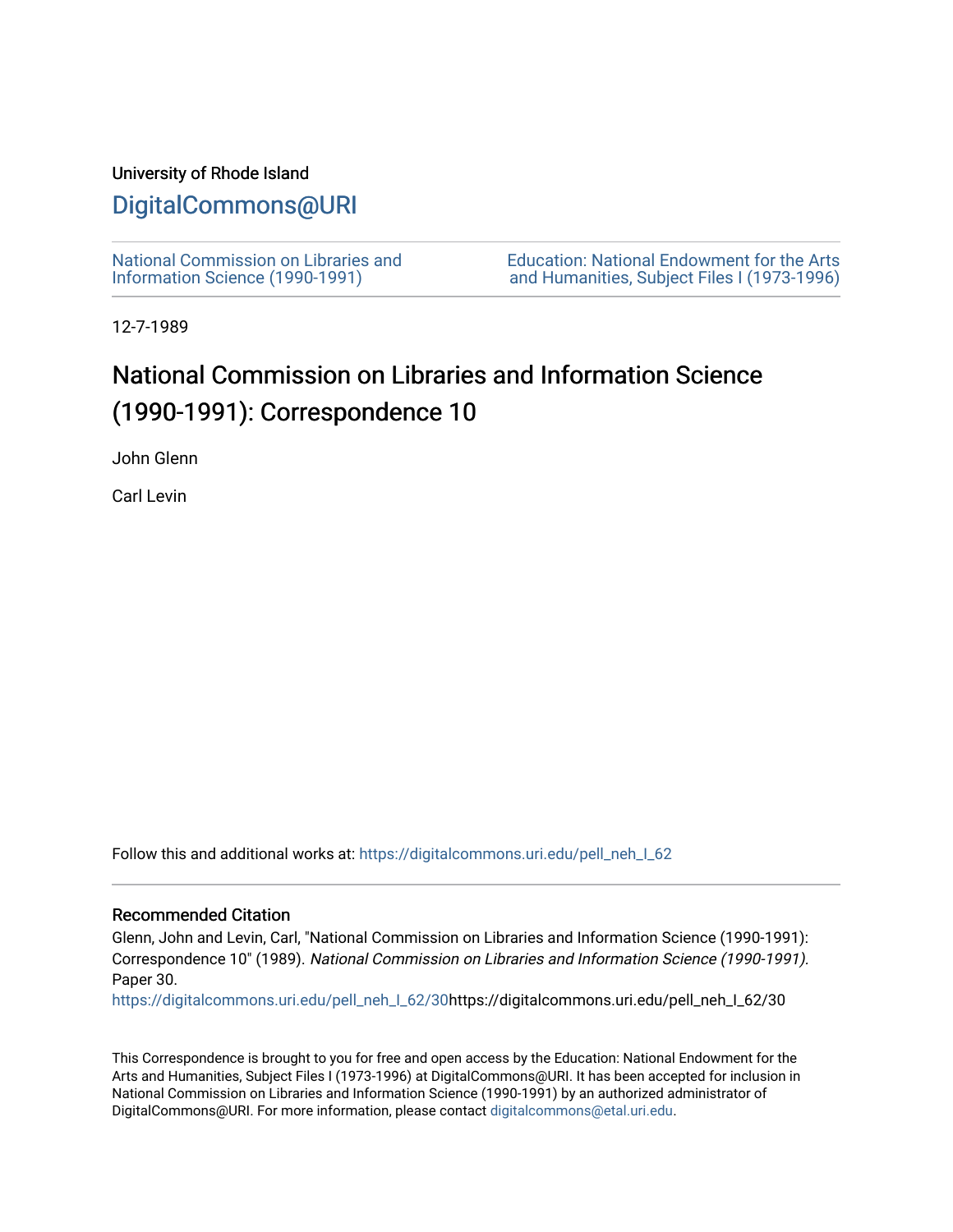University of Rhode Island

# DigitalCommons@URI

National Commission on Libraries and Information Science (1990-1991)

Education: National Endowment for the Arts and Humanities, Subject Files I (1973-1996)

12-7-1989

## National Commission on Libraries and Information Science (1990-1991): Correspondence 10

John Glenn

Carl Levin

Follow this and additional works at: https://digitalcommons.uri.edu/pell_neh_I_62

### Recommended Citation

Glenn, John and Levin, Carl, "National Commission on Libraries and Information Science (1990-1991): Correspondence 10" (1989). *National Commission on Libraries and Information Science (1990-1991).* Paper 30.
https://digitalcommons.uri.edu/pell_neh_I_62/30https://digitalcommons.uri.edu/pell_neh_I_62/30

This Correspondence is brought to you for free and open access by the Education: National Endowment for the Arts and Humanities, Subject Files I (1973-1996) at DigitalCommons@URI. It has been accepted for inclusion in National Commission on Libraries and Information Science (1990-1991) by an authorized administrator of DigitalCommons@URI. For more information, please contact digitalcommons@etal.uri.edu.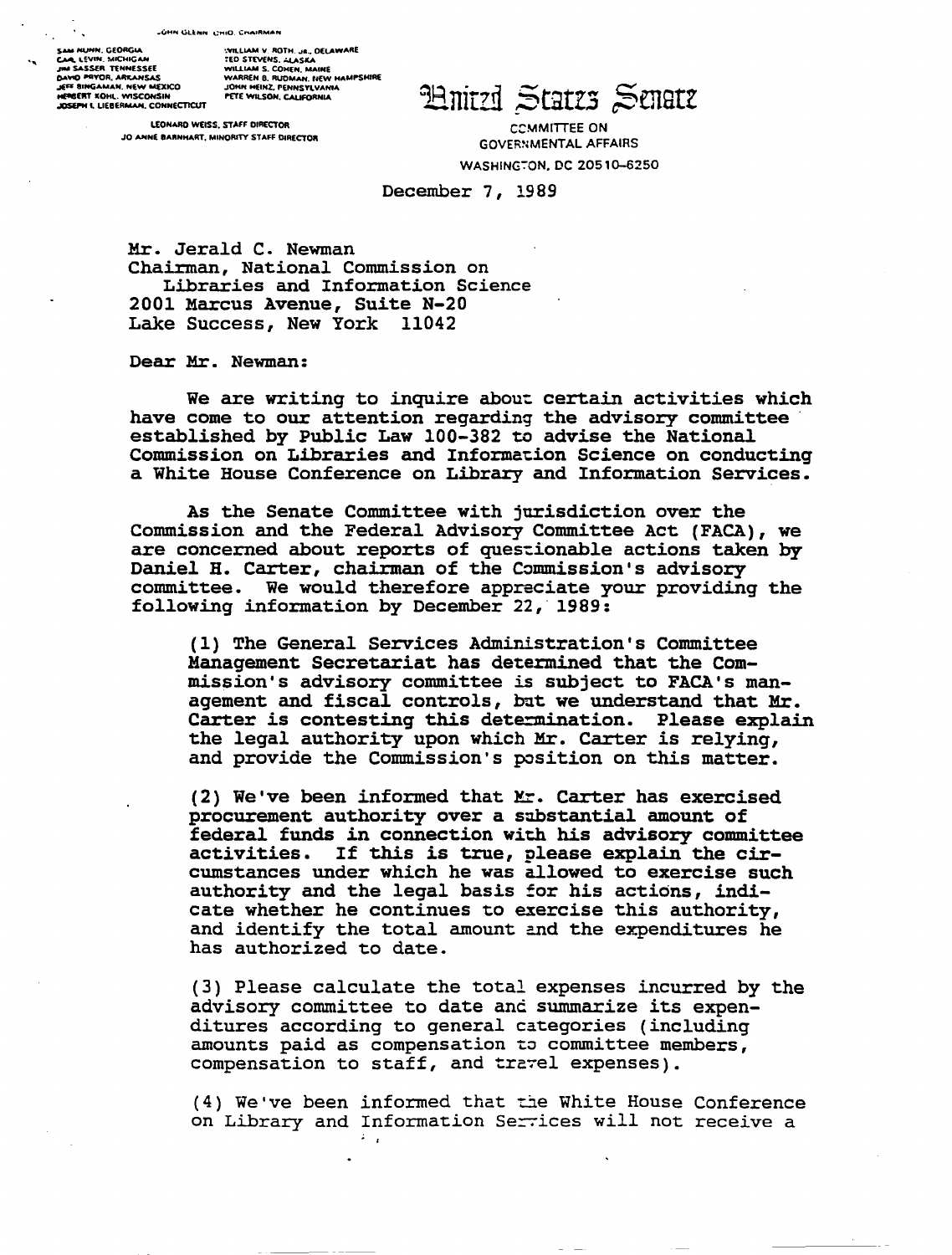JOHN GLENN, OHIO, CHAIRMAN

SAM NUNN, GEORGIA
CARL LEVIN, MICHIGAN
JIM SASSER, TENNESSEE
DAVID PRYOR, ARKANSAS
JEFF BINGAMAN, NEW MEXICO
HERBERT KOHL, WISCONSIN
JOSEPH I. LIEBERMAN, CONNECTICUT

WILLIAM V. ROTH, JR., DELAWARE
TED STEVENS, ALASKA
WILLIAM S. COHEN, MAINE
WARREN B. RUDMAN, NEW HAMPSHIRE
JOHN HEINZ, PENNSYLVANIA
PETE WILSON, CALIFORNIA

LEONARD WEISS, STAFF DIRECTOR
JO ANNE BARNHART, MINORITY STAFF DIRECTOR

# United States Senate

COMMITTEE ON
GOVERNMENTAL AFFAIRS
WASHINGTON, DC 20510-6250

December 7, 1989

Mr. Jerald C. Newman
Chairman, National Commission on
Libraries and Information Science
2001 Marcus Avenue, Suite N-20
Lake Success, New York 11042

Dear Mr. Newman:

We are writing to inquire about certain activities which have come to our attention regarding the advisory committee established by Public Law 100-382 to advise the National Commission on Libraries and Information Science on conducting a White House Conference on Library and Information Services.

As the Senate Committee with jurisdiction over the Commission and the Federal Advisory Committee Act (FACA), we are concerned about reports of questionable actions taken by Daniel H. Carter, chairman of the Commission's advisory committee. We would therefore appreciate your providing the following information by December 22, 1989:

(1) The General Services Administration's Committee Management Secretariat has determined that the Commission's advisory committee is subject to FACA's management and fiscal controls, but we understand that Mr. Carter is contesting this determination. Please explain the legal authority upon which Mr. Carter is relying, and provide the Commission's position on this matter.

(2) We've been informed that Mr. Carter has exercised procurement authority over a substantial amount of federal funds in connection with his advisory committee activities. If this is true, please explain the circumstances under which he was allowed to exercise such authority and the legal basis for his actions, indicate whether he continues to exercise this authority, and identify the total amount and the expenditures he has authorized to date.

(3) Please calculate the total expenses incurred by the advisory committee to date and summarize its expenditures according to general categories (including amounts paid as compensation to committee members, compensation to staff, and travel expenses).

(4) We've been informed that the White House Conference on Library and Information Services will not receive a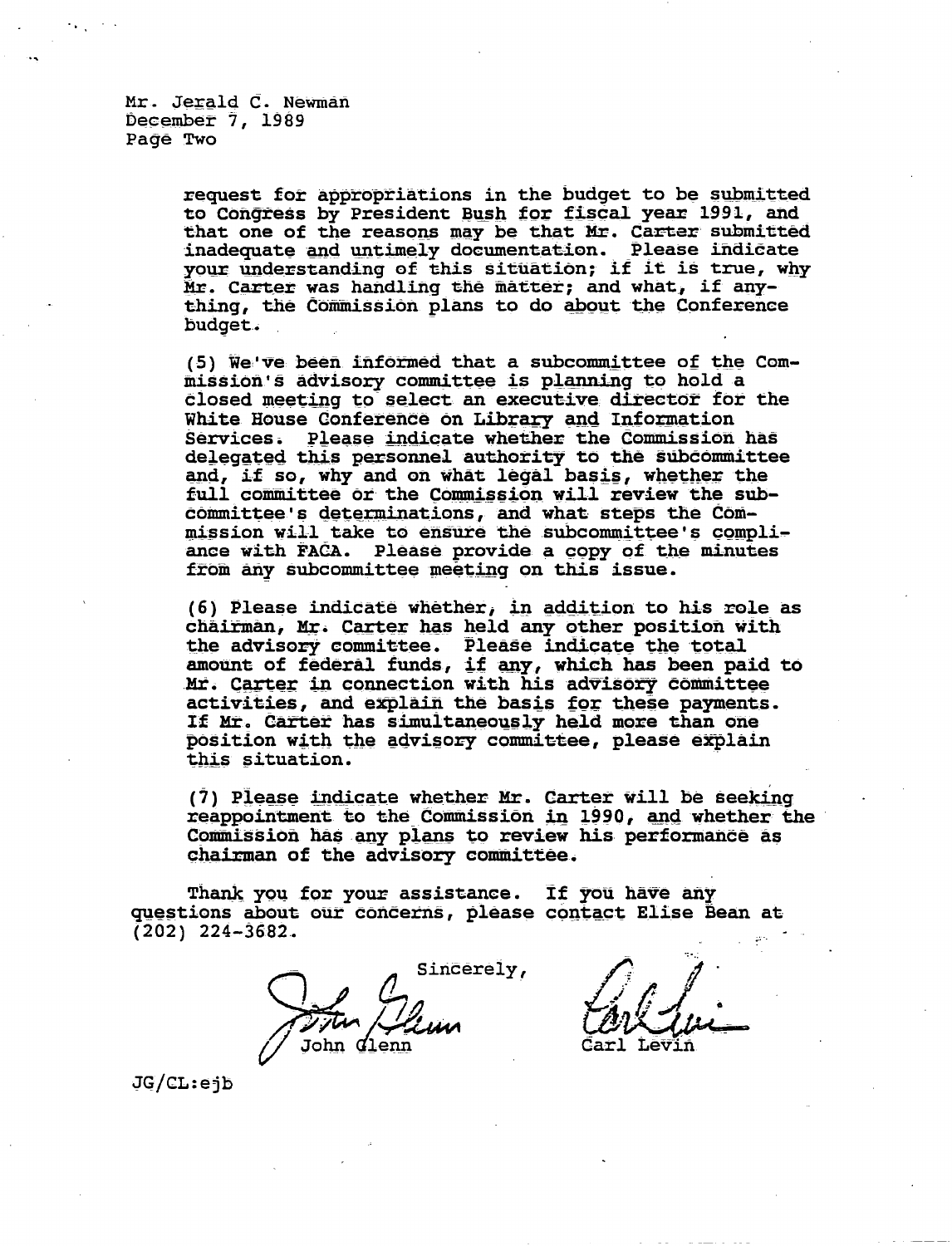Mr. Jerald C. Newman
December 7, 1989
Page Two

request for appropriations in the budget to be submitted to Congress by President Bush for fiscal year 1991, and that one of the reasons may be that Mr. Carter submitted inadequate and untimely documentation. Please indicate your understanding of this situation; if it is true, why Mr. Carter was handling the matter; and what, if anything, the Commission plans to do about the Conference budget.

(5) We've been informed that a subcommittee of the Commission's advisory committee is planning to hold a closed meeting to select an executive director for the White House Conference on Library and Information Services. Please indicate whether the Commission has delegated this personnel authority to the subcommittee and, if so, why and on what legal basis, whether the full committee or the Commission will review the subcommittee's determinations, and what steps the Commission will take to ensure the subcommittee's compliance with FACA. Please provide a copy of the minutes from any subcommittee meeting on this issue.

(6) Please indicate whether, in addition to his role as chairman, Mr. Carter has held any other position with the advisory committee. Please indicate the total amount of federal funds, if any, which has been paid to Mr. Carter in connection with his advisory committee activities, and explain the basis for these payments. If Mr. Carter has simultaneously held more than one position with the advisory committee, please explain this situation.

(7) Please indicate whether Mr. Carter will be seeking reappointment to the Commission in 1990, and whether the Commission has any plans to review his performance as chairman of the advisory committee.

Thank you for your assistance. If you have any questions about our concerns, please contact Elise Bean at (202) 224-3682.

Sincerely,

John Glenn

Carl Levin

JG/CL:ejb